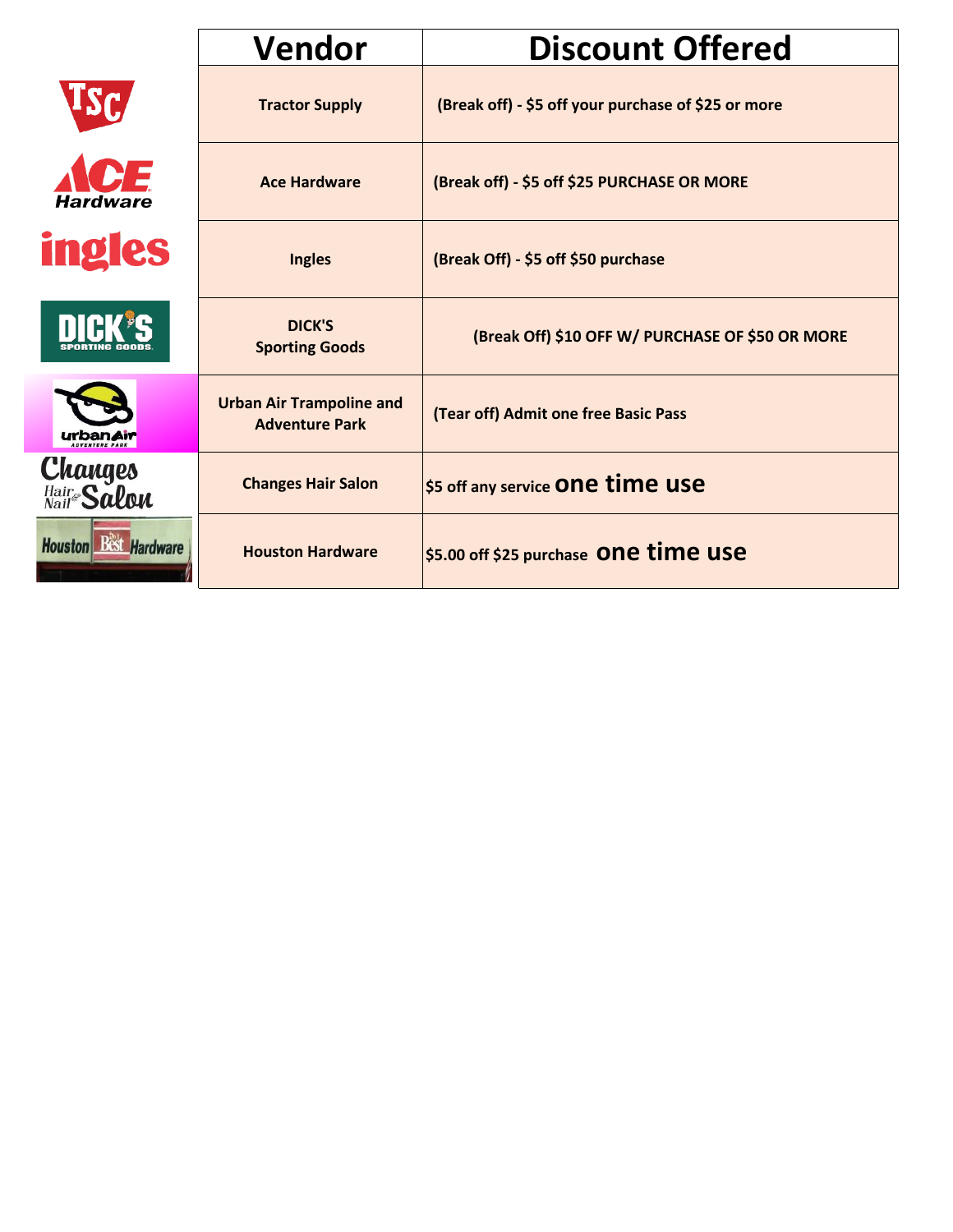| Vendor | Discount Offered |
|---|---|
| Tractor Supply | (Break off) - $5 off your purchase of $25 or more |
| Ace Hardware | (Break off) - $5 off $25 PURCHASE OR MORE |
| Ingles | (Break Off) - $5 off $50 purchase |
| DICK'S Sporting Goods | (Break Off) $10 OFF W/ PURCHASE OF $50 OR MORE |
| Urban Air Trampoline and Adventure Park | (Tear off) Admit one free Basic Pass |
| Changes Hair Salon | $5 off any service **one time use** |
| Houston Hardware | $5.00 off $25 purchase **one time use** |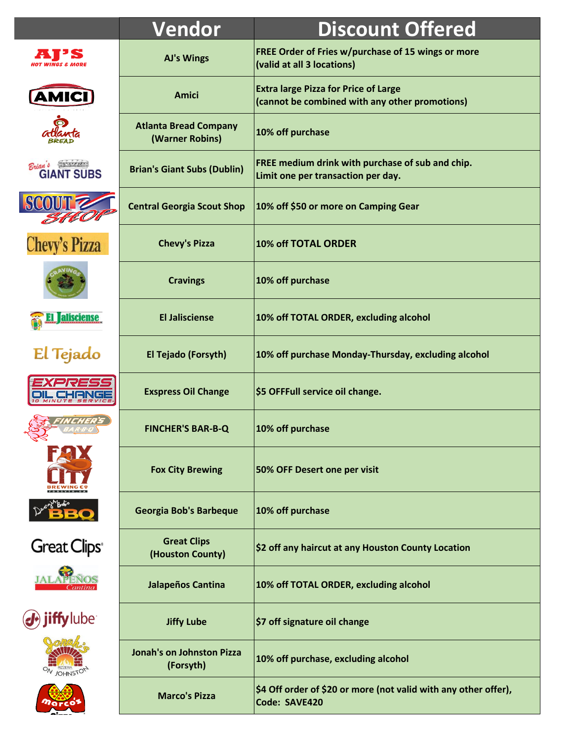| | Vendor | Discount Offered |
|---|---|---|
| | AJ's Wings | FREE Order of Fries w/purchase of 15 wings or more (valid at all 3 locations) |
| | Amici | Extra large Pizza for Price of Large (cannot be combined with any other promotions) |
| | Atlanta Bread Company (Warner Robins) | 10% off purchase |
| | Brian's Giant Subs (Dublin) | FREE medium drink with purchase of sub and chip. Limit one per transaction per day. |
| | Central Georgia Scout Shop | 10% off $50 or more on Camping Gear |
| | Chevy's Pizza | 10% off TOTAL ORDER |
| | Cravings | 10% off purchase |
| | El Jalisciense | 10% off TOTAL ORDER, excluding alcohol |
| | El Tejado (Forsyth) | 10% off purchase Monday-Thursday, excluding alcohol |
| | Exspress Oil Change | $5 OFFFull service oil change. |
| | FINCHER'S BAR-B-Q | 10% off purchase |
| | Fox City Brewing | 50% OFF Desert one per visit |
| | Georgia Bob's Barbeque | 10% off purchase |
| | Great Clips (Houston County) | $2 off any haircut at any Houston County Location |
| | Jalapeños Cantina | 10% off TOTAL ORDER, excluding alcohol |
| | Jiffy Lube | $7 off signature oil change |
| | Jonah's on Johnston Pizza (Forsyth) | 10% off purchase, excluding alcohol |
| | Marco's Pizza | $4 Off order of $20 or more (not valid with any other offer), Code: SAVE420 |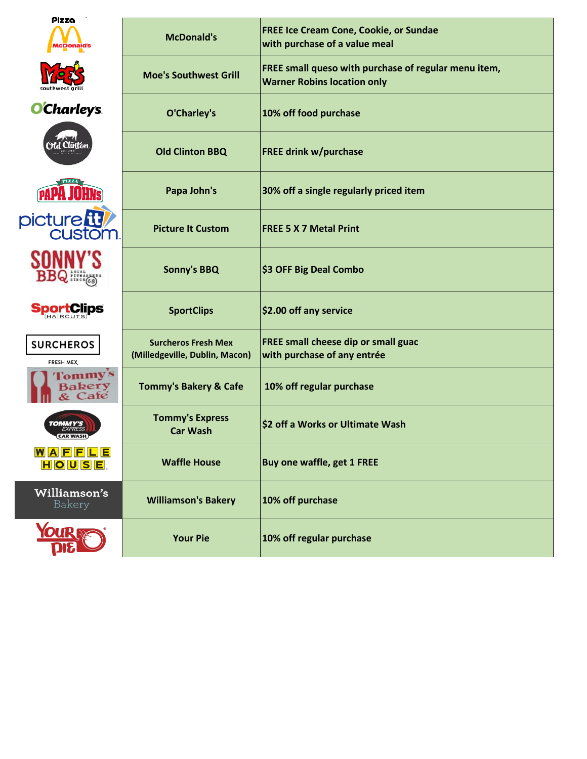| | | |
|---|---|---|
| | McDonald's | FREE Ice Cream Cone, Cookie, or Sundae with purchase of a value meal |
| | Moe's Southwest Grill | FREE small queso with purchase of regular menu item, Warner Robins location only |
| | O'Charley's | 10% off food purchase |
| | Old Clinton BBQ | FREE drink w/purchase |
| | Papa John's | 30% off a single regularly priced item |
| | Picture It Custom | FREE 5 X 7 Metal Print |
| | Sonny's BBQ | $3 OFF Big Deal Combo |
| | SportClips | $2.00 off any service |
| | Surcheros Fresh Mex (Milledgeville, Dublin, Macon) | FREE small cheese dip or small guac with purchase of any entrée |
| | Tommy's Bakery & Cafe | 10% off regular purchase |
| | Tommy's Express Car Wash | $2 off a Works or Ultimate Wash |
| | Waffle House | Buy one waffle, get 1 FREE |
| | Williamson's Bakery | 10% off purchase |
| | Your Pie | 10% off regular purchase |